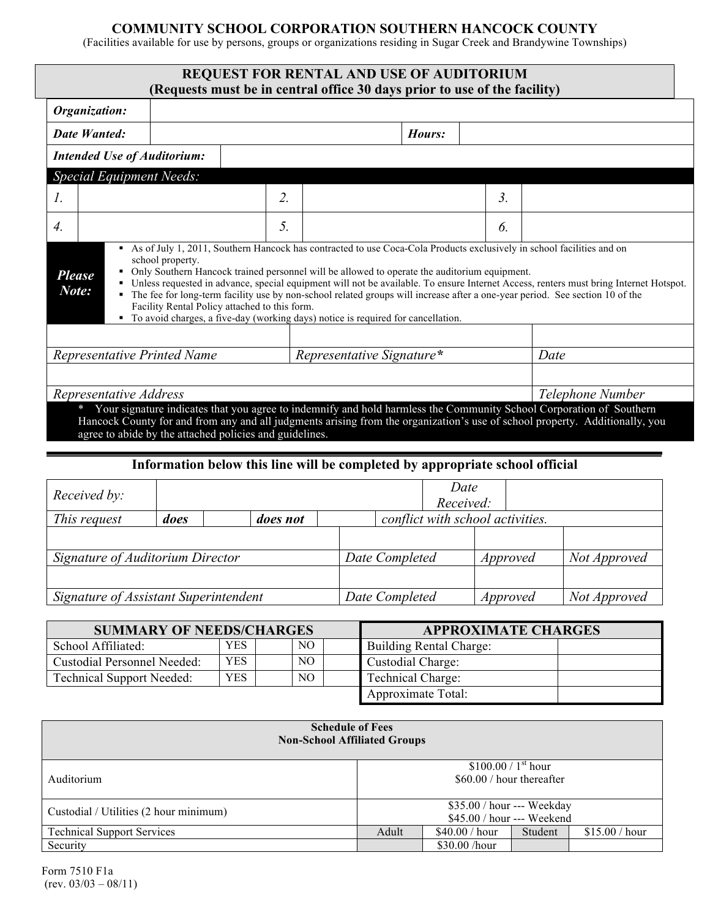# COMMUNITY SCHOOL CORPORATION SOUTHERN HANCOCK COUNTY

(Facilities available for use by persons, groups or organizations residing in Sugar Creek and Brandywine Townships)

## REQUEST FOR RENTAL AND USE OF AUDITORIUM
**(Requests must be in central office 30 days prior to use of the facility)**

| | | | |
|---|---|---|---|
| ***Organization:*** | | | |
| ***Date Wanted:*** | | ***Hours:*** | |
| ***Intended Use of Auditorium:*** | | | |

*Special Equipment Needs:*

| | | | | | |
|---|---|---|---|---|---|
| 1. | | 2. | | 3. | |
| 4. | | 5. | | 6. | |

***Please Note:***

- As of July 1, 2011, Southern Hancock has contracted to use Coca-Cola Products exclusively in school facilities and on school property.
- Only Southern Hancock trained personnel will be allowed to operate the auditorium equipment.
- Unless requested in advance, special equipment will not be available. To ensure Internet Access, renters must bring Internet Hotspot.
- The fee for long-term facility use by non-school related groups will increase after a one-year period. See section 10 of the Facility Rental Policy attached to this form.
- To avoid charges, a five-day (working days) notice is required for cancellation.

| | | |
|---|---|---|
| | | |
| *Representative Printed Name* | *Representative Signature** | *Date* |
| | | |
| *Representative Address* | | *Telephone Number* |

\* Your signature indicates that you agree to indemnify and hold harmless the Community School Corporation of Southern Hancock County for and from any and all judgments arising from the organization's use of school property. Additionally, you agree to abide by the attached policies and guidelines.

---

**Information below this line will be completed by appropriate school official**

| | | | | | |
|---|---|---|---|---|---|
| *Received by:* | | | | *Date Received:* | |
| *This request* | ***does*** | | ***does not*** | | *conflict with school activities.* |

| | | | |
|---|---|---|---|
| | | | |
| *Signature of Auditorium Director* | *Date Completed* | *Approved* | *Not Approved* |
| | | | |
| *Signature of Assistant Superintendent* | *Date Completed* | *Approved* | *Not Approved* |

| SUMMARY OF NEEDS/CHARGES | | | | |
|---|---|---|---|---|
| School Affiliated: | YES | | NO | |
| Custodial Personnel Needed: | YES | | NO | |
| Technical Support Needed: | YES | | NO | |

| APPROXIMATE CHARGES | |
|---|---|
| Building Rental Charge: | |
| Custodial Charge: | |
| Technical Charge: | |
| Approximate Total: | |

| Schedule of Fees Non-School Affiliated Groups | | | | |
|---|---|---|---|---|
| Auditorium | \$100.00 / 1st hour \$60.00 / hour thereafter | | | |
| Custodial / Utilities (2 hour minimum) | \$35.00 / hour --- Weekday \$45.00 / hour --- Weekend | | | |
| Technical Support Services | Adult | \$40.00 / hour | Student | \$15.00 / hour |
| Security | | \$30.00 /hour | | |

Form 7510 F1a
(rev. 03/03 – 08/11)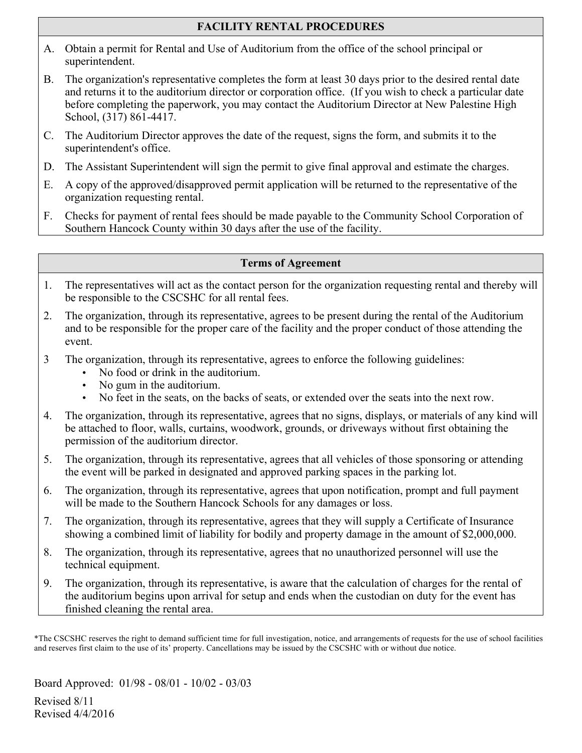## FACILITY RENTAL PROCEDURES

A. Obtain a permit for Rental and Use of Auditorium from the office of the school principal or superintendent.

B. The organization's representative completes the form at least 30 days prior to the desired rental date and returns it to the auditorium director or corporation office. (If you wish to check a particular date before completing the paperwork, you may contact the Auditorium Director at New Palestine High School, (317) 861-4417.

C. The Auditorium Director approves the date of the request, signs the form, and submits it to the superintendent's office.

D. The Assistant Superintendent will sign the permit to give final approval and estimate the charges.

E. A copy of the approved/disapproved permit application will be returned to the representative of the organization requesting rental.

F. Checks for payment of rental fees should be made payable to the Community School Corporation of Southern Hancock County within 30 days after the use of the facility.

## Terms of Agreement

1. The representatives will act as the contact person for the organization requesting rental and thereby will be responsible to the CSCSHC for all rental fees.

2. The organization, through its representative, agrees to be present during the rental of the Auditorium and to be responsible for the proper care of the facility and the proper conduct of those attending the event.

3 The organization, through its representative, agrees to enforce the following guidelines:
   - No food or drink in the auditorium.
   - No gum in the auditorium.
   - No feet in the seats, on the backs of seats, or extended over the seats into the next row.

4. The organization, through its representative, agrees that no signs, displays, or materials of any kind will be attached to floor, walls, curtains, woodwork, grounds, or driveways without first obtaining the permission of the auditorium director.

5. The organization, through its representative, agrees that all vehicles of those sponsoring or attending the event will be parked in designated and approved parking spaces in the parking lot.

6. The organization, through its representative, agrees that upon notification, prompt and full payment will be made to the Southern Hancock Schools for any damages or loss.

7. The organization, through its representative, agrees that they will supply a Certificate of Insurance showing a combined limit of liability for bodily and property damage in the amount of $2,000,000.

8. The organization, through its representative, agrees that no unauthorized personnel will use the technical equipment.

9. The organization, through its representative, is aware that the calculation of charges for the rental of the auditorium begins upon arrival for setup and ends when the custodian on duty for the event has finished cleaning the rental area.

*The CSCSHC reserves the right to demand sufficient time for full investigation, notice, and arrangements of requests for the use of school facilities and reserves first claim to the use of its' property. Cancellations may be issued by the CSCSHC with or without due notice.

Board Approved: 01/98 - 08/01 - 10/02 - 03/03

Revised 8/11
Revised 4/4/2016